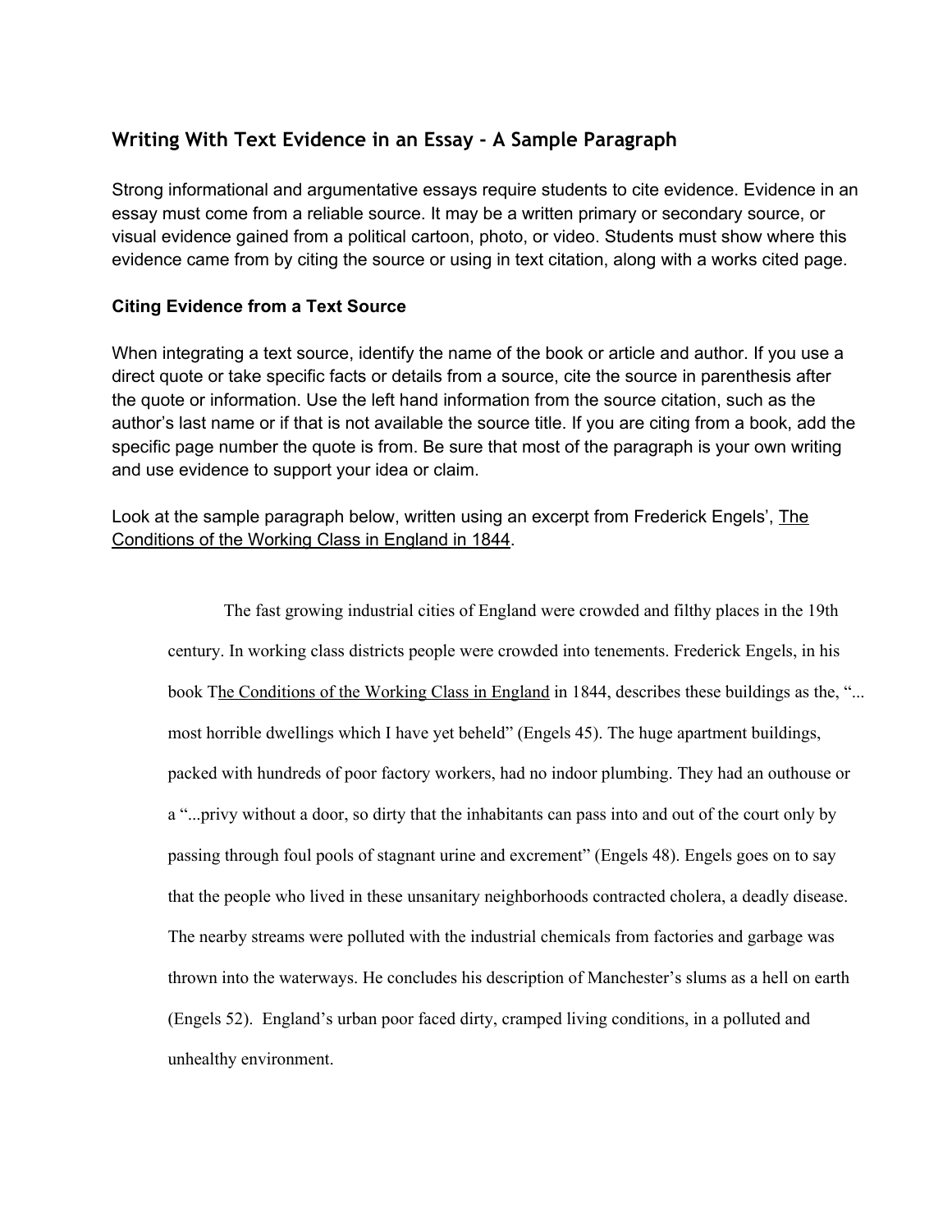## Writing With Text Evidence in an Essay - A Sample Paragraph

Strong informational and argumentative essays require students to cite evidence. Evidence in an essay must come from a reliable source. It may be a written primary or secondary source, or visual evidence gained from a political cartoon, photo, or video. Students must show where this evidence came from by citing the source or using in text citation, along with a works cited page.

### Citing Evidence from a Text Source

When integrating a text source, identify the name of the book or article and author. If you use a direct quote or take specific facts or details from a source, cite the source in parenthesis after the quote or information. Use the left hand information from the source citation, such as the author's last name or if that is not available the source title. If you are citing from a book, add the specific page number the quote is from. Be sure that most of the paragraph is your own writing and use evidence to support your idea or claim.

Look at the sample paragraph below, written using an excerpt from Frederick Engels', <u>The Conditions of the Working Class in England in 1844</u>.

> The fast growing industrial cities of England were crowded and filthy places in the 19th century. In working class districts people were crowded into tenements. Frederick Engels, in his book T<u>he Conditions of the Working Class in England</u> in 1844, describes these buildings as the, "... most horrible dwellings which I have yet beheld" (Engels 45). The huge apartment buildings, packed with hundreds of poor factory workers, had no indoor plumbing. They had an outhouse or a "...privy without a door, so dirty that the inhabitants can pass into and out of the court only by passing through foul pools of stagnant urine and excrement" (Engels 48). Engels goes on to say that the people who lived in these unsanitary neighborhoods contracted cholera, a deadly disease. The nearby streams were polluted with the industrial chemicals from factories and garbage was thrown into the waterways. He concludes his description of Manchester's slums as a hell on earth (Engels 52). England's urban poor faced dirty, cramped living conditions, in a polluted and unhealthy environment.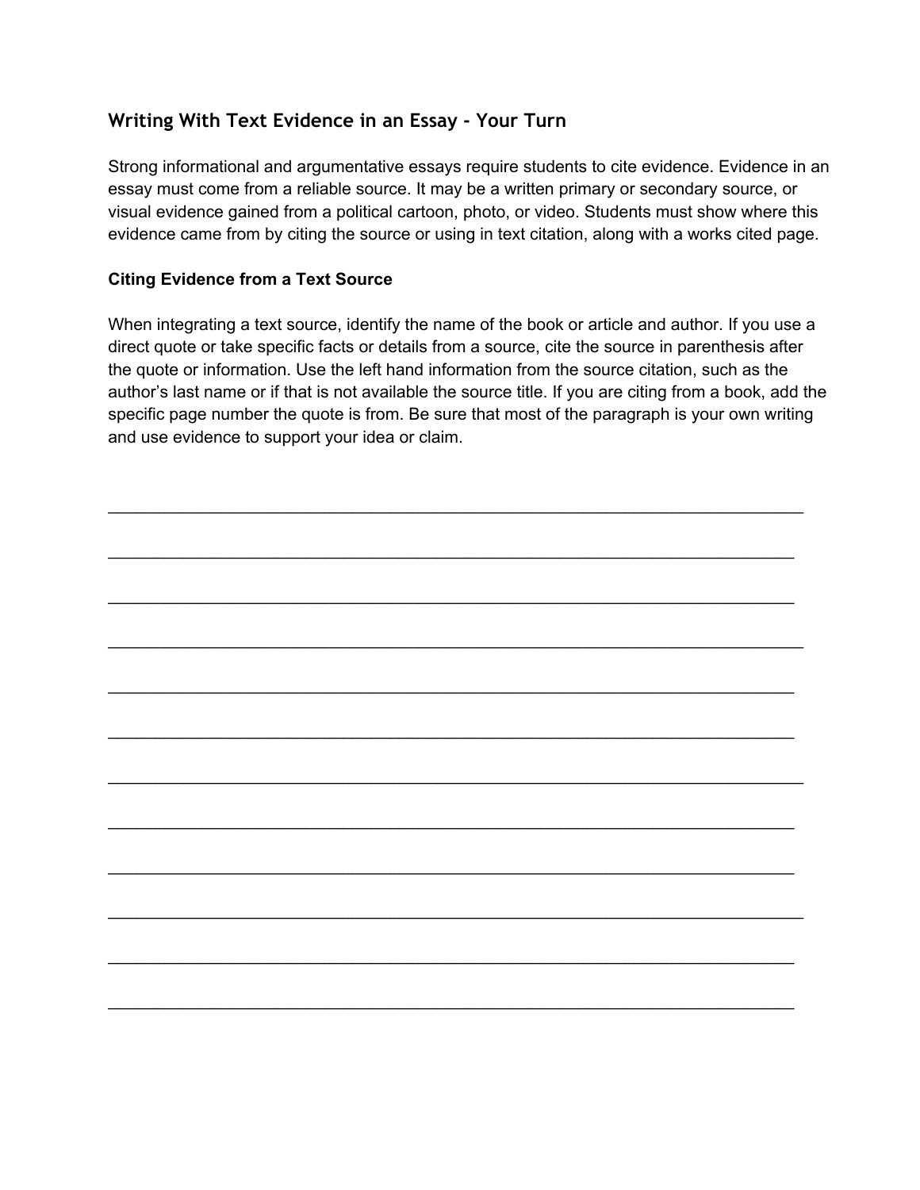## Writing With Text Evidence in an Essay - Your Turn

Strong informational and argumentative essays require students to cite evidence. Evidence in an essay must come from a reliable source. It may be a written primary or secondary source, or visual evidence gained from a political cartoon, photo, or video. Students must show where this evidence came from by citing the source or using in text citation, along with a works cited page.

### Citing Evidence from a Text Source

When integrating a text source, identify the name of the book or article and author. If you use a direct quote or take specific facts or details from a source, cite the source in parenthesis after the quote or information. Use the left hand information from the source citation, such as the author's last name or if that is not available the source title. If you are citing from a book, add the specific page number the quote is from. Be sure that most of the paragraph is your own writing and use evidence to support your idea or claim.

\_\_\_\_\_\_\_\_\_\_\_\_\_\_\_\_\_\_\_\_\_\_\_\_\_\_\_\_\_\_\_\_\_\_\_\_\_\_\_\_\_\_\_\_\_\_\_\_\_\_\_\_\_\_\_\_\_\_\_\_\_\_\_\_\_\_\_\_\_\_

\_\_\_\_\_\_\_\_\_\_\_\_\_\_\_\_\_\_\_\_\_\_\_\_\_\_\_\_\_\_\_\_\_\_\_\_\_\_\_\_\_\_\_\_\_\_\_\_\_\_\_\_\_\_\_\_\_\_\_\_\_\_\_\_\_\_\_\_\_\_

\_\_\_\_\_\_\_\_\_\_\_\_\_\_\_\_\_\_\_\_\_\_\_\_\_\_\_\_\_\_\_\_\_\_\_\_\_\_\_\_\_\_\_\_\_\_\_\_\_\_\_\_\_\_\_\_\_\_\_\_\_\_\_\_\_\_\_\_\_\_

\_\_\_\_\_\_\_\_\_\_\_\_\_\_\_\_\_\_\_\_\_\_\_\_\_\_\_\_\_\_\_\_\_\_\_\_\_\_\_\_\_\_\_\_\_\_\_\_\_\_\_\_\_\_\_\_\_\_\_\_\_\_\_\_\_\_\_\_\_\_

\_\_\_\_\_\_\_\_\_\_\_\_\_\_\_\_\_\_\_\_\_\_\_\_\_\_\_\_\_\_\_\_\_\_\_\_\_\_\_\_\_\_\_\_\_\_\_\_\_\_\_\_\_\_\_\_\_\_\_\_\_\_\_\_\_\_\_\_\_\_

\_\_\_\_\_\_\_\_\_\_\_\_\_\_\_\_\_\_\_\_\_\_\_\_\_\_\_\_\_\_\_\_\_\_\_\_\_\_\_\_\_\_\_\_\_\_\_\_\_\_\_\_\_\_\_\_\_\_\_\_\_\_\_\_\_\_\_\_\_\_

\_\_\_\_\_\_\_\_\_\_\_\_\_\_\_\_\_\_\_\_\_\_\_\_\_\_\_\_\_\_\_\_\_\_\_\_\_\_\_\_\_\_\_\_\_\_\_\_\_\_\_\_\_\_\_\_\_\_\_\_\_\_\_\_\_\_\_\_\_\_

\_\_\_\_\_\_\_\_\_\_\_\_\_\_\_\_\_\_\_\_\_\_\_\_\_\_\_\_\_\_\_\_\_\_\_\_\_\_\_\_\_\_\_\_\_\_\_\_\_\_\_\_\_\_\_\_\_\_\_\_\_\_\_\_\_\_\_\_\_\_

\_\_\_\_\_\_\_\_\_\_\_\_\_\_\_\_\_\_\_\_\_\_\_\_\_\_\_\_\_\_\_\_\_\_\_\_\_\_\_\_\_\_\_\_\_\_\_\_\_\_\_\_\_\_\_\_\_\_\_\_\_\_\_\_\_\_\_\_\_\_

\_\_\_\_\_\_\_\_\_\_\_\_\_\_\_\_\_\_\_\_\_\_\_\_\_\_\_\_\_\_\_\_\_\_\_\_\_\_\_\_\_\_\_\_\_\_\_\_\_\_\_\_\_\_\_\_\_\_\_\_\_\_\_\_\_\_\_\_\_\_

\_\_\_\_\_\_\_\_\_\_\_\_\_\_\_\_\_\_\_\_\_\_\_\_\_\_\_\_\_\_\_\_\_\_\_\_\_\_\_\_\_\_\_\_\_\_\_\_\_\_\_\_\_\_\_\_\_\_\_\_\_\_\_\_\_\_\_\_\_\_

\_\_\_\_\_\_\_\_\_\_\_\_\_\_\_\_\_\_\_\_\_\_\_\_\_\_\_\_\_\_\_\_\_\_\_\_\_\_\_\_\_\_\_\_\_\_\_\_\_\_\_\_\_\_\_\_\_\_\_\_\_\_\_\_\_\_\_\_\_\_